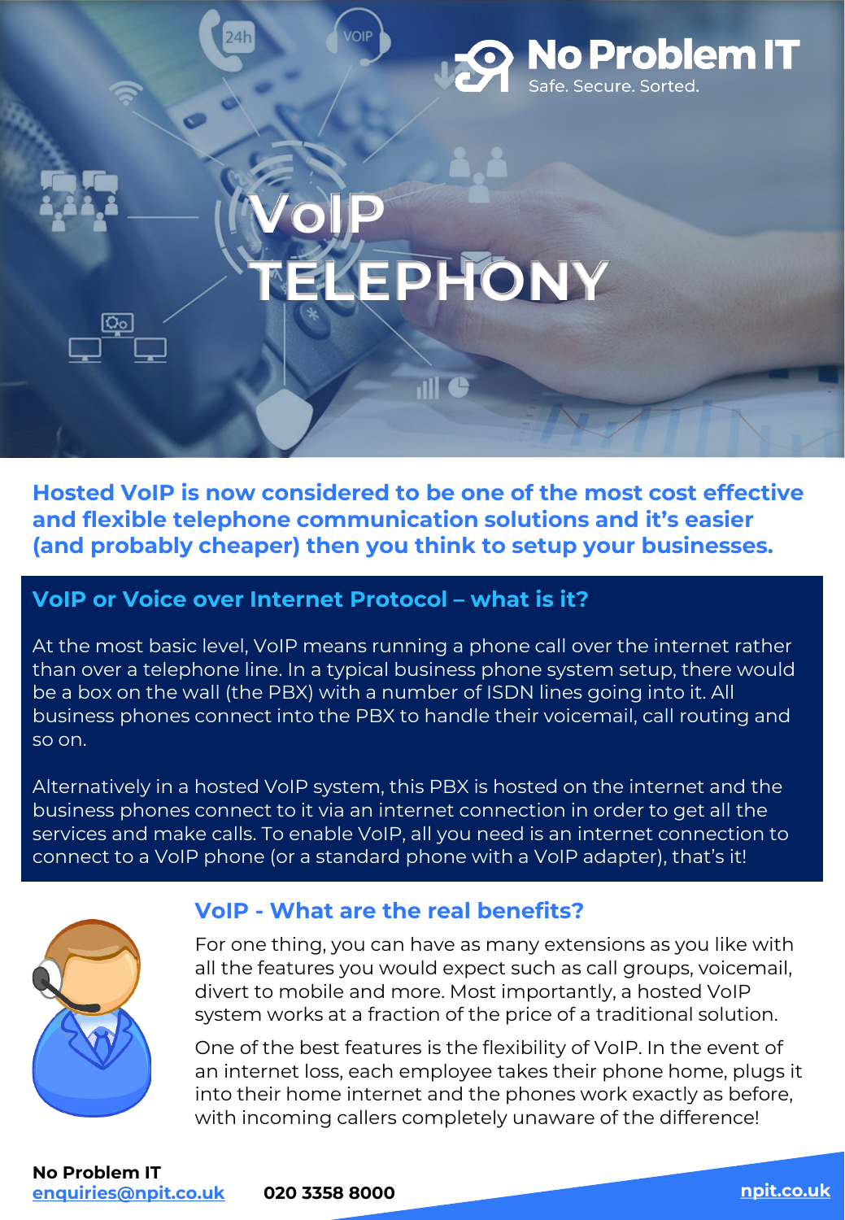No Problem IT
Safe. Secure. Sorted.

# VoIP TELEPHONY

**Hosted VoIP is now considered to be one of the most cost effective and flexible telephone communication solutions and it's easier (and probably cheaper) then you think to setup your businesses.**

## VoIP or Voice over Internet Protocol – what is it?

At the most basic level, VoIP means running a phone call over the internet rather than over a telephone line. In a typical business phone system setup, there would be a box on the wall (the PBX) with a number of ISDN lines going into it. All business phones connect into the PBX to handle their voicemail, call routing and so on.

Alternatively in a hosted VoIP system, this PBX is hosted on the internet and the business phones connect to it via an internet connection in order to get all the services and make calls. To enable VoIP, all you need is an internet connection to connect to a VoIP phone (or a standard phone with a VoIP adapter), that's it!

## VoIP - What are the real benefits?

For one thing, you can have as many extensions as you like with all the features you would expect such as call groups, voicemail, divert to mobile and more. Most importantly, a hosted VoIP system works at a fraction of the price of a traditional solution.

One of the best features is the flexibility of VoIP. In the event of an internet loss, each employee takes their phone home, plugs it into their home internet and the phones work exactly as before, with incoming callers completely unaware of the difference!

**No Problem IT**
enquiries@npit.co.uk **020 3358 8000** npit.co.uk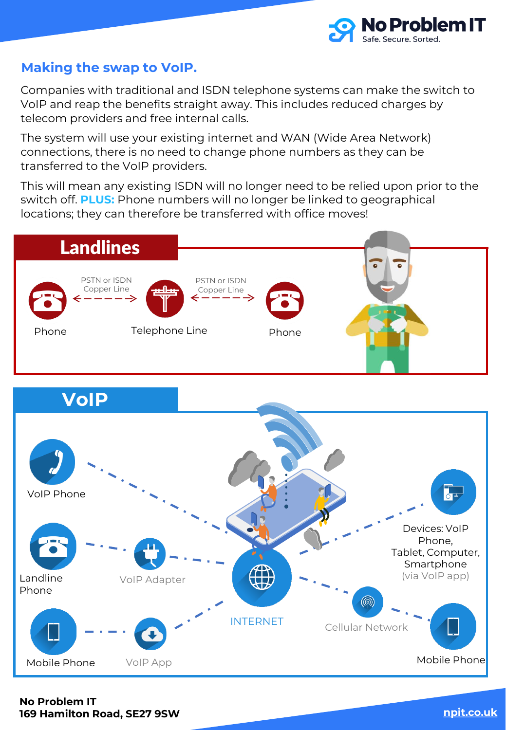No Problem IT
Safe. Secure. Sorted.

## Making the swap to VoIP.

Companies with traditional and ISDN telephone systems can make the switch to VoIP and reap the benefits straight away. This includes reduced charges by telecom providers and free internal calls.

The system will use your existing internet and WAN (Wide Area Network) connections, there is no need to change phone numbers as they can be transferred to the VoIP providers.

This will mean any existing ISDN will no longer need to be relied upon prior to the switch off. **PLUS:** Phone numbers will no longer be linked to geographical locations; they can therefore be transferred with office moves!

## Landlines

Phone ← PSTN or ISDN Copper Line → Telephone Line ← PSTN or ISDN Copper Line → Phone

## VoIP

- VoIP Phone
- Landline Phone — VoIP Adapter
- Mobile Phone — VoIP App
- INTERNET
- Devices: VoIP Phone, Tablet, Computer, Smartphone (via VoIP app)
- Cellular Network — Mobile Phone

**No Problem IT**
**169 Hamilton Road, SE27 9SW**

npit.co.uk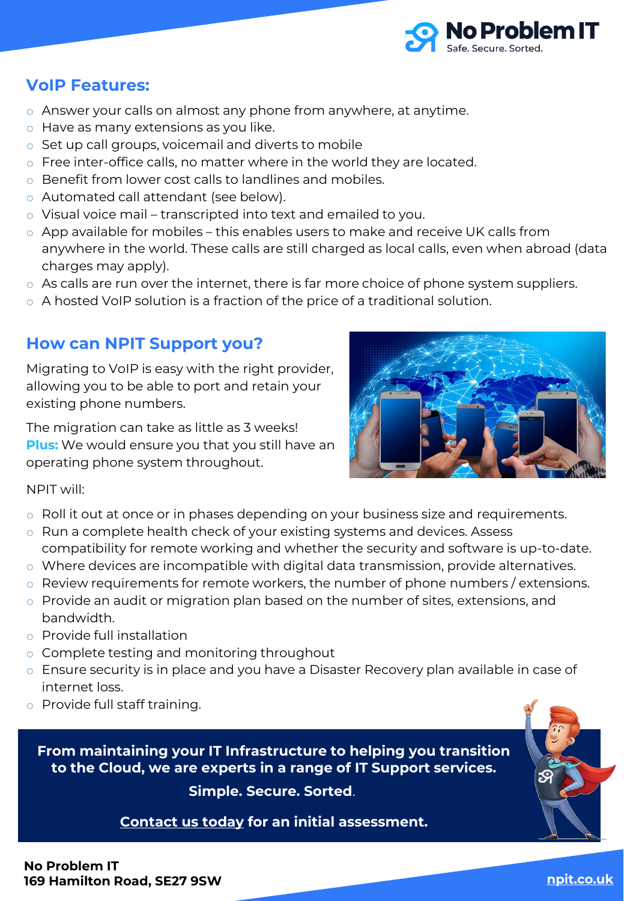## VoIP Features:

- Answer your calls on almost any phone from anywhere, at anytime.
- Have as many extensions as you like.
- Set up call groups, voicemail and diverts to mobile
- Free inter-office calls, no matter where in the world they are located.
- Benefit from lower cost calls to landlines and mobiles.
- Automated call attendant (see below).
- Visual voice mail – transcripted into text and emailed to you.
- App available for mobiles – this enables users to make and receive UK calls from anywhere in the world. These calls are still charged as local calls, even when abroad (data charges may apply).
- As calls are run over the internet, there is far more choice of phone system suppliers.
- A hosted VoIP solution is a fraction of the price of a traditional solution.

## How can NPIT Support you?

Migrating to VoIP is easy with the right provider, allowing you to be able to port and retain your existing phone numbers.

The migration can take as little as 3 weeks!
**Plus:** We would ensure you that you still have an operating phone system throughout.

NPIT will:

- Roll it out at once or in phases depending on your business size and requirements.
- Run a complete health check of your existing systems and devices. Assess compatibility for remote working and whether the security and software is up-to-date.
- Where devices are incompatible with digital data transmission, provide alternatives.
- Review requirements for remote workers, the number of phone numbers / extensions.
- Provide an audit or migration plan based on the number of sites, extensions, and bandwidth.
- Provide full installation
- Complete testing and monitoring throughout
- Ensure security is in place and you have a Disaster Recovery plan available in case of internet loss.
- Provide full staff training.

**From maintaining your IT Infrastructure to helping you transition to the Cloud, we are experts in a range of IT Support services.**

**Simple. Secure. Sorted.**

**Contact us today for an initial assessment.**

**No Problem IT**
**169 Hamilton Road, SE27 9SW**

npit.co.uk